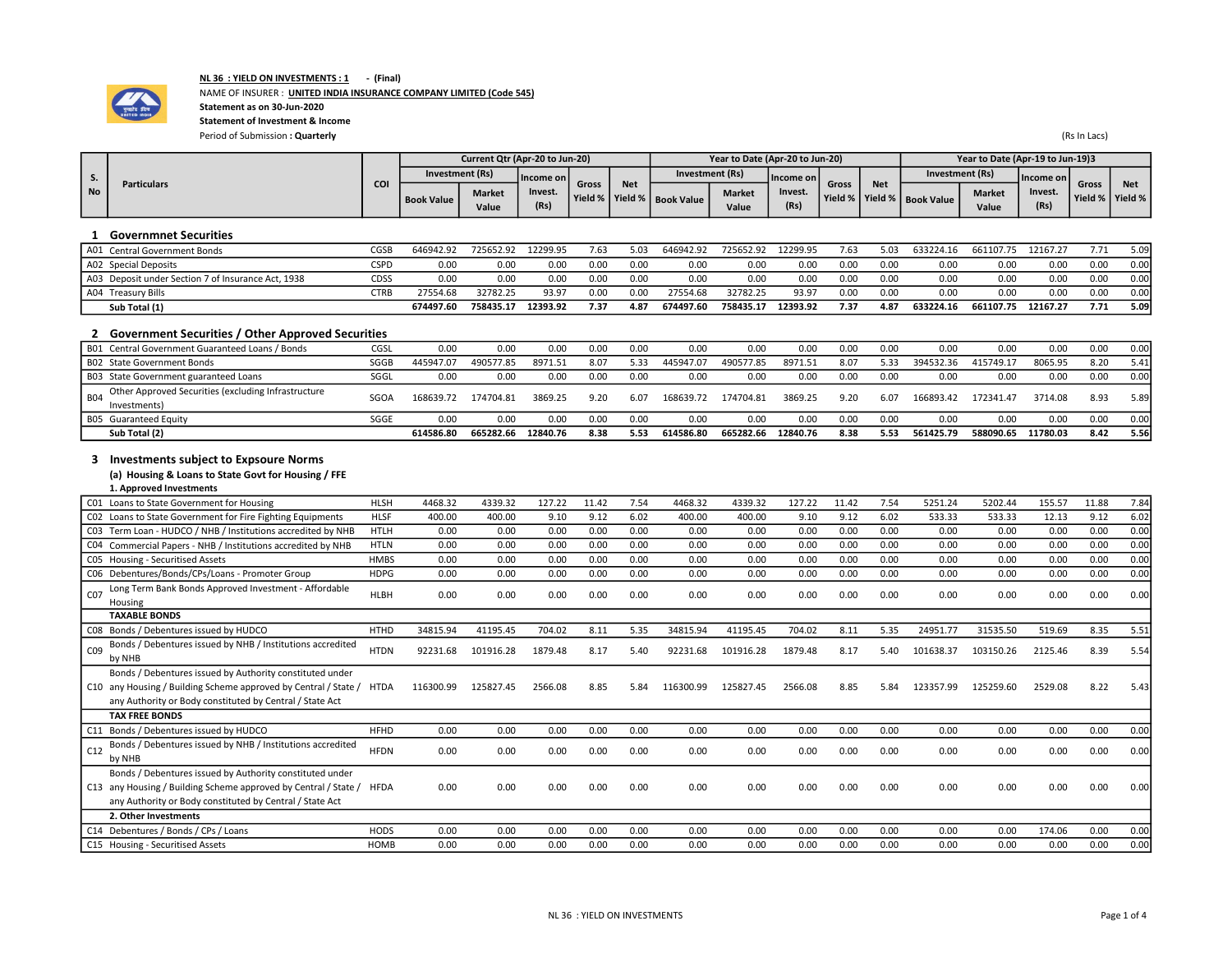**NL 36 : YIELD ON INVESTMENTS : 1** - **(Final)**

NAME OF INSURER : **UNITED INDIA INSURANCE COMPANY LIMITED (Code 545)**

**Statement as on 30-Jun-2020**

**Statement of Investment & Income**

Period of Submission **: Quarterly**

(Rs In Lacs)

| S. No | Particulars | COI | Current Qtr (Apr-20 to Jun-20) | | | | | Year to Date (Apr-20 to Jun-20) | | | | | Year to Date (Apr-19 to Jun-19)3 | | | | |
|---|---|---|---|---|---|---|---|---|---|---|---|---|---|---|---|---|---|
| | | | Investment (Rs) | | Income on Invest. (Rs) | Gross Yield % | Net Yield % | Investment (Rs) | | Income on Invest. (Rs) | Gross Yield % | Net Yield % | Investment (Rs) | | Income on Invest. (Rs) | Gross Yield % | Net Yield % |
| | | | Book Value | Market Value | | | | Book Value | Market Value | | | | Book Value | Market Value | | | |
| **1** | **Governmnet Securities** | | | | | | | | | | | | | | | | |
| A01 | Central Government Bonds | CGSB | 646942.92 | 725652.92 | 12299.95 | 7.63 | 5.03 | 646942.92 | 725652.92 | 12299.95 | 7.63 | 5.03 | 633224.16 | 661107.75 | 12167.27 | 7.71 | 5.09 |
| A02 | Special Deposits | CSPD | 0.00 | 0.00 | 0.00 | 0.00 | 0.00 | 0.00 | 0.00 | 0.00 | 0.00 | 0.00 | 0.00 | 0.00 | 0.00 | 0.00 | 0.00 |
| A03 | Deposit under Section 7 of Insurance Act, 1938 | CDSS | 0.00 | 0.00 | 0.00 | 0.00 | 0.00 | 0.00 | 0.00 | 0.00 | 0.00 | 0.00 | 0.00 | 0.00 | 0.00 | 0.00 | 0.00 |
| A04 | Treasury Bills | CTRB | 27554.68 | 32782.25 | 93.97 | 0.00 | 0.00 | 27554.68 | 32782.25 | 93.97 | 0.00 | 0.00 | 0.00 | 0.00 | 0.00 | 0.00 | 0.00 |
| | **Sub Total (1)** | | **674497.60** | **758435.17** | **12393.92** | **7.37** | **4.87** | **674497.60** | **758435.17** | **12393.92** | **7.37** | **4.87** | **633224.16** | **661107.75** | **12167.27** | **7.71** | **5.09** |
| **2** | **Government Securities / Other Approved Securities** | | | | | | | | | | | | | | | | |
| B01 | Central Government Guaranteed Loans / Bonds | CGSL | 0.00 | 0.00 | 0.00 | 0.00 | 0.00 | 0.00 | 0.00 | 0.00 | 0.00 | 0.00 | 0.00 | 0.00 | 0.00 | 0.00 | 0.00 |
| B02 | State Government Bonds | SGGB | 445947.07 | 490577.85 | 8971.51 | 8.07 | 5.33 | 445947.07 | 490577.85 | 8971.51 | 8.07 | 5.33 | 394532.36 | 415749.17 | 8065.95 | 8.20 | 5.41 |
| B03 | State Government guaranteed Loans | SGGL | 0.00 | 0.00 | 0.00 | 0.00 | 0.00 | 0.00 | 0.00 | 0.00 | 0.00 | 0.00 | 0.00 | 0.00 | 0.00 | 0.00 | 0.00 |
| B04 | Other Approved Securities (excluding Infrastructure Investments) | SGOA | 168639.72 | 174704.81 | 3869.25 | 9.20 | 6.07 | 168639.72 | 174704.81 | 3869.25 | 9.20 | 6.07 | 166893.42 | 172341.47 | 3714.08 | 8.93 | 5.89 |
| B05 | Guaranteed Equity | SGGE | 0.00 | 0.00 | 0.00 | 0.00 | 0.00 | 0.00 | 0.00 | 0.00 | 0.00 | 0.00 | 0.00 | 0.00 | 0.00 | 0.00 | 0.00 |
| | **Sub Total (2)** | | **614586.80** | **665282.66** | **12840.76** | **8.38** | **5.53** | **614586.80** | **665282.66** | **12840.76** | **8.38** | **5.53** | **561425.79** | **588090.65** | **11780.03** | **8.42** | **5.56** |
| **3** | **Investments subject to Expsoure Norms** | | | | | | | | | | | | | | | | |
| | **(a) Housing & Loans to State Govt for Housing / FFE** | | | | | | | | | | | | | | | | |
| | **1. Approved Investments** | | | | | | | | | | | | | | | | |
| C01 | Loans to State Government for Housing | HLSH | 4468.32 | 4339.32 | 127.22 | 11.42 | 7.54 | 4468.32 | 4339.32 | 127.22 | 11.42 | 7.54 | 5251.24 | 5202.44 | 155.57 | 11.88 | 7.84 |
| C02 | Loans to State Government for Fire Fighting Equipments | HLSF | 400.00 | 400.00 | 9.10 | 9.12 | 6.02 | 400.00 | 400.00 | 9.10 | 9.12 | 6.02 | 533.33 | 533.33 | 12.13 | 9.12 | 6.02 |
| C03 | Term Loan - HUDCO / NHB / Institutions accredited by NHB | HTLH | 0.00 | 0.00 | 0.00 | 0.00 | 0.00 | 0.00 | 0.00 | 0.00 | 0.00 | 0.00 | 0.00 | 0.00 | 0.00 | 0.00 | 0.00 |
| C04 | Commercial Papers - NHB / Institutions accredited by NHB | HTLN | 0.00 | 0.00 | 0.00 | 0.00 | 0.00 | 0.00 | 0.00 | 0.00 | 0.00 | 0.00 | 0.00 | 0.00 | 0.00 | 0.00 | 0.00 |
| C05 | Housing - Securitised Assets | HMBS | 0.00 | 0.00 | 0.00 | 0.00 | 0.00 | 0.00 | 0.00 | 0.00 | 0.00 | 0.00 | 0.00 | 0.00 | 0.00 | 0.00 | 0.00 |
| C06 | Debentures/Bonds/CPs/Loans - Promoter Group | HDPG | 0.00 | 0.00 | 0.00 | 0.00 | 0.00 | 0.00 | 0.00 | 0.00 | 0.00 | 0.00 | 0.00 | 0.00 | 0.00 | 0.00 | 0.00 |
| C07 | Long Term Bank Bonds Approved Investment - Affordable Housing | HLBH | 0.00 | 0.00 | 0.00 | 0.00 | 0.00 | 0.00 | 0.00 | 0.00 | 0.00 | 0.00 | 0.00 | 0.00 | 0.00 | 0.00 | 0.00 |
| | **TAXABLE BONDS** | | | | | | | | | | | | | | | | |
| C08 | Bonds / Debentures issued by HUDCO | HTHD | 34815.94 | 41195.45 | 704.02 | 8.11 | 5.35 | 34815.94 | 41195.45 | 704.02 | 8.11 | 5.35 | 24951.77 | 31535.50 | 519.69 | 8.35 | 5.51 |
| C09 | Bonds / Debentures issued by NHB / Institutions accredited by NHB | HTDN | 92231.68 | 101916.28 | 1879.48 | 8.17 | 5.40 | 92231.68 | 101916.28 | 1879.48 | 8.17 | 5.40 | 101638.37 | 103150.26 | 2125.46 | 8.39 | 5.54 |
| C10 | Bonds / Debentures issued by Authority constituted under any Housing / Building Scheme approved by Central / State / any Authority or Body constituted by Central / State Act | HTDA | 116300.99 | 125827.45 | 2566.08 | 8.85 | 5.84 | 116300.99 | 125827.45 | 2566.08 | 8.85 | 5.84 | 123357.99 | 125259.60 | 2529.08 | 8.22 | 5.43 |
| | **TAX FREE BONDS** | | | | | | | | | | | | | | | | |
| C11 | Bonds / Debentures issued by HUDCO | HFHD | 0.00 | 0.00 | 0.00 | 0.00 | 0.00 | 0.00 | 0.00 | 0.00 | 0.00 | 0.00 | 0.00 | 0.00 | 0.00 | 0.00 | 0.00 |
| C12 | Bonds / Debentures issued by NHB / Institutions accredited by NHB | HFDN | 0.00 | 0.00 | 0.00 | 0.00 | 0.00 | 0.00 | 0.00 | 0.00 | 0.00 | 0.00 | 0.00 | 0.00 | 0.00 | 0.00 | 0.00 |
| C13 | Bonds / Debentures issued by Authority constituted under any Housing / Building Scheme approved by Central / State / any Authority or Body constituted by Central / State Act | HFDA | 0.00 | 0.00 | 0.00 | 0.00 | 0.00 | 0.00 | 0.00 | 0.00 | 0.00 | 0.00 | 0.00 | 0.00 | 0.00 | 0.00 | 0.00 |
| | **2. Other Investments** | | | | | | | | | | | | | | | | |
| C14 | Debentures / Bonds / CPs / Loans | HODS | 0.00 | 0.00 | 0.00 | 0.00 | 0.00 | 0.00 | 0.00 | 0.00 | 0.00 | 0.00 | 0.00 | 0.00 | 174.06 | 0.00 | 0.00 |
| C15 | Housing - Securitised Assets | HOMB | 0.00 | 0.00 | 0.00 | 0.00 | 0.00 | 0.00 | 0.00 | 0.00 | 0.00 | 0.00 | 0.00 | 0.00 | 0.00 | 0.00 | 0.00 |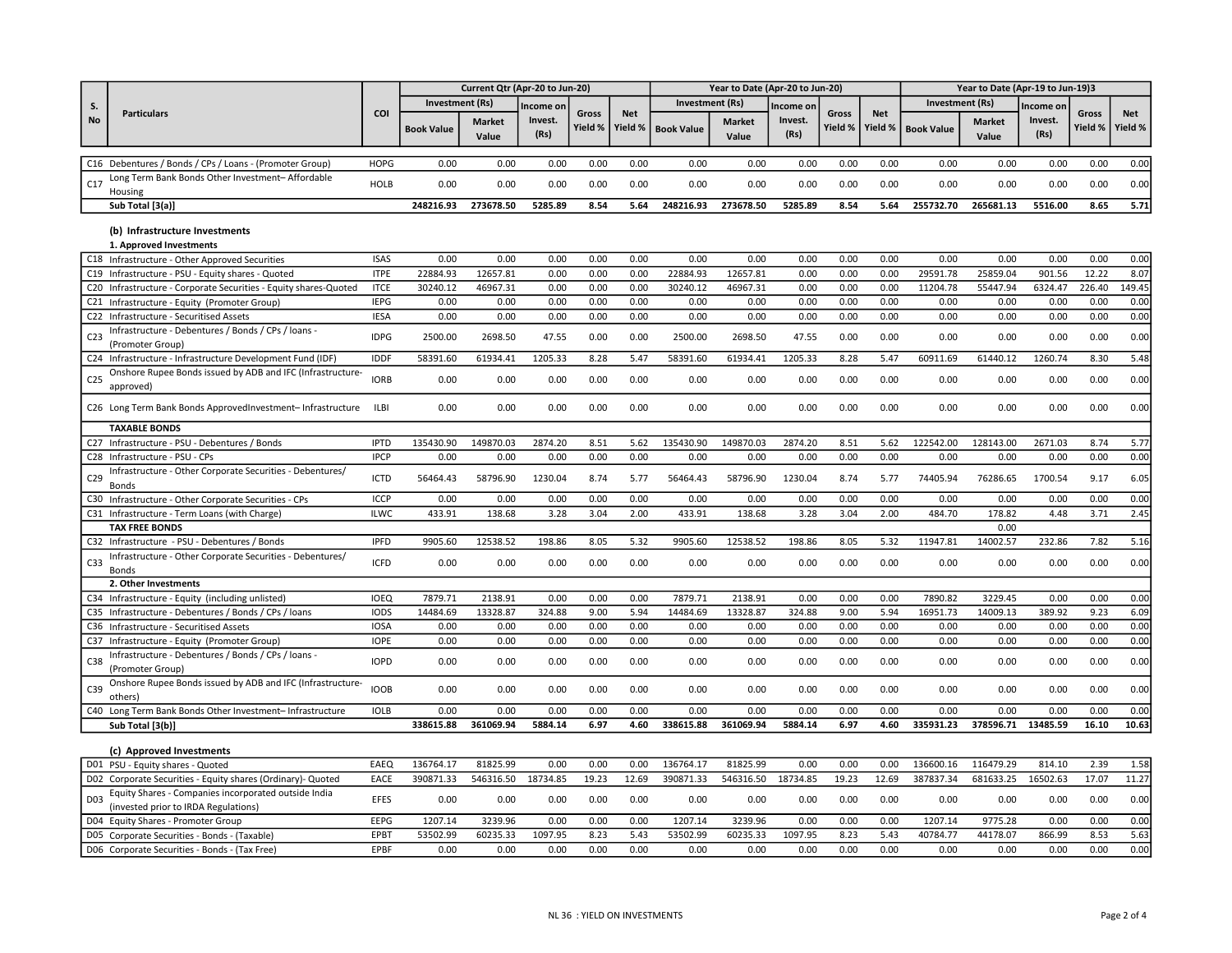| S. No | Particulars | COI | Current Qtr (Apr-20 to Jun-20) | | | | | Year to Date (Apr-20 to Jun-20) | | | | | Year to Date (Apr-19 to Jun-19)3 | | | | |
|---|---|---|---|---|---|---|---|---|---|---|---|---|---|---|---|---|---|
| | | | Investment (Rs) | | Income on Invest. (Rs) | Gross Yield % | Net Yield % | Investment (Rs) | | Income on Invest. (Rs) | Gross Yield % | Net Yield % | Investment (Rs) | | Income on Invest. (Rs) | Gross Yield % | Net Yield % |
| | | | Book Value | Market Value | | | | Book Value | Market Value | | | | Book Value | Market Value | | | |
| C16 | Debentures / Bonds / CPs / Loans - (Promoter Group) | HOPG | 0.00 | 0.00 | 0.00 | 0.00 | 0.00 | 0.00 | 0.00 | 0.00 | 0.00 | 0.00 | 0.00 | 0.00 | 0.00 | 0.00 | 0.00 |
| C17 | Long Term Bank Bonds Other Investment– Affordable Housing | HOLB | 0.00 | 0.00 | 0.00 | 0.00 | 0.00 | 0.00 | 0.00 | 0.00 | 0.00 | 0.00 | 0.00 | 0.00 | 0.00 | 0.00 | 0.00 |
| | **Sub Total [3(a)]** | | **248216.93** | **273678.50** | **5285.89** | **8.54** | **5.64** | **248216.93** | **273678.50** | **5285.89** | **8.54** | **5.64** | **255732.70** | **265681.13** | **5516.00** | **8.65** | **5.71** |
| | **(b) Infrastructure Investments** | | | | | | | | | | | | | | | | |
| | **1. Approved Investments** | | | | | | | | | | | | | | | | |
| C18 | Infrastructure - Other Approved Securities | ISAS | 0.00 | 0.00 | 0.00 | 0.00 | 0.00 | 0.00 | 0.00 | 0.00 | 0.00 | 0.00 | 0.00 | 0.00 | 0.00 | 0.00 | 0.00 |
| C19 | Infrastructure - PSU - Equity shares - Quoted | ITPE | 22884.93 | 12657.81 | 0.00 | 0.00 | 0.00 | 22884.93 | 12657.81 | 0.00 | 0.00 | 0.00 | 29591.78 | 25859.04 | 901.56 | 12.22 | 8.07 |
| C20 | Infrastructure - Corporate Securities - Equity shares-Quoted | ITCE | 30240.12 | 46967.31 | 0.00 | 0.00 | 0.00 | 30240.12 | 46967.31 | 0.00 | 0.00 | 0.00 | 11204.78 | 55447.94 | 6324.47 | 226.40 | 149.45 |
| C21 | Infrastructure - Equity (Promoter Group) | IEPG | 0.00 | 0.00 | 0.00 | 0.00 | 0.00 | 0.00 | 0.00 | 0.00 | 0.00 | 0.00 | 0.00 | 0.00 | 0.00 | 0.00 | 0.00 |
| C22 | Infrastructure - Securitised Assets | IESA | 0.00 | 0.00 | 0.00 | 0.00 | 0.00 | 0.00 | 0.00 | 0.00 | 0.00 | 0.00 | 0.00 | 0.00 | 0.00 | 0.00 | 0.00 |
| C23 | Infrastructure - Debentures / Bonds / CPs / loans - (Promoter Group) | IDPG | 2500.00 | 2698.50 | 47.55 | 0.00 | 0.00 | 2500.00 | 2698.50 | 47.55 | 0.00 | 0.00 | 0.00 | 0.00 | 0.00 | 0.00 | 0.00 |
| C24 | Infrastructure - Infrastructure Development Fund (IDF) | IDDF | 58391.60 | 61934.41 | 1205.33 | 8.28 | 5.47 | 58391.60 | 61934.41 | 1205.33 | 8.28 | 5.47 | 60911.69 | 61440.12 | 1260.74 | 8.30 | 5.48 |
| C25 | Onshore Rupee Bonds issued by ADB and IFC (Infrastructure-approved) | IORB | 0.00 | 0.00 | 0.00 | 0.00 | 0.00 | 0.00 | 0.00 | 0.00 | 0.00 | 0.00 | 0.00 | 0.00 | 0.00 | 0.00 | 0.00 |
| C26 | Long Term Bank Bonds ApprovedInvestment– Infrastructure | ILBI | 0.00 | 0.00 | 0.00 | 0.00 | 0.00 | 0.00 | 0.00 | 0.00 | 0.00 | 0.00 | 0.00 | 0.00 | 0.00 | 0.00 | 0.00 |
| | **TAXABLE BONDS** | | | | | | | | | | | | | | | | |
| C27 | Infrastructure - PSU - Debentures / Bonds | IPTD | 135430.90 | 149870.03 | 2874.20 | 8.51 | 5.62 | 135430.90 | 149870.03 | 2874.20 | 8.51 | 5.62 | 122542.00 | 128143.00 | 2671.03 | 8.74 | 5.77 |
| C28 | Infrastructure - PSU - CPs | IPCP | 0.00 | 0.00 | 0.00 | 0.00 | 0.00 | 0.00 | 0.00 | 0.00 | 0.00 | 0.00 | 0.00 | 0.00 | 0.00 | 0.00 | 0.00 |
| C29 | Infrastructure - Other Corporate Securities - Debentures/ Bonds | ICTD | 56464.43 | 58796.90 | 1230.04 | 8.74 | 5.77 | 56464.43 | 58796.90 | 1230.04 | 8.74 | 5.77 | 74405.94 | 76286.65 | 1700.54 | 9.17 | 6.05 |
| C30 | Infrastructure - Other Corporate Securities - CPs | ICCP | 0.00 | 0.00 | 0.00 | 0.00 | 0.00 | 0.00 | 0.00 | 0.00 | 0.00 | 0.00 | 0.00 | 0.00 | 0.00 | 0.00 | 0.00 |
| C31 | Infrastructure - Term Loans (with Charge) | ILWC | 433.91 | 138.68 | 3.28 | 3.04 | 2.00 | 433.91 | 138.68 | 3.28 | 3.04 | 2.00 | 484.70 | 178.82 | 4.48 | 3.71 | 2.45 |
| | **TAX FREE BONDS** | | | | | | | | | | | | | 0.00 | | | |
| C32 | Infrastructure - PSU - Debentures / Bonds | IPFD | 9905.60 | 12538.52 | 198.86 | 8.05 | 5.32 | 9905.60 | 12538.52 | 198.86 | 8.05 | 5.32 | 11947.81 | 14002.57 | 232.86 | 7.82 | 5.16 |
| C33 | Infrastructure - Other Corporate Securities - Debentures/ Bonds | ICFD | 0.00 | 0.00 | 0.00 | 0.00 | 0.00 | 0.00 | 0.00 | 0.00 | 0.00 | 0.00 | 0.00 | 0.00 | 0.00 | 0.00 | 0.00 |
| | **2. Other Investments** | | | | | | | | | | | | | | | | |
| C34 | Infrastructure - Equity (including unlisted) | IOEQ | 7879.71 | 2138.91 | 0.00 | 0.00 | 0.00 | 7879.71 | 2138.91 | 0.00 | 0.00 | 0.00 | 7890.82 | 3229.45 | 0.00 | 0.00 | 0.00 |
| C35 | Infrastructure - Debentures / Bonds / CPs / loans | IODS | 14484.69 | 13328.87 | 324.88 | 9.00 | 5.94 | 14484.69 | 13328.87 | 324.88 | 9.00 | 5.94 | 16951.73 | 14009.13 | 389.92 | 9.23 | 6.09 |
| C36 | Infrastructure - Securitised Assets | IOSA | 0.00 | 0.00 | 0.00 | 0.00 | 0.00 | 0.00 | 0.00 | 0.00 | 0.00 | 0.00 | 0.00 | 0.00 | 0.00 | 0.00 | 0.00 |
| C37 | Infrastructure - Equity (Promoter Group) | IOPE | 0.00 | 0.00 | 0.00 | 0.00 | 0.00 | 0.00 | 0.00 | 0.00 | 0.00 | 0.00 | 0.00 | 0.00 | 0.00 | 0.00 | 0.00 |
| C38 | Infrastructure - Debentures / Bonds / CPs / loans - (Promoter Group) | IOPD | 0.00 | 0.00 | 0.00 | 0.00 | 0.00 | 0.00 | 0.00 | 0.00 | 0.00 | 0.00 | 0.00 | 0.00 | 0.00 | 0.00 | 0.00 |
| C39 | Onshore Rupee Bonds issued by ADB and IFC (Infrastructure-others) | IOOB | 0.00 | 0.00 | 0.00 | 0.00 | 0.00 | 0.00 | 0.00 | 0.00 | 0.00 | 0.00 | 0.00 | 0.00 | 0.00 | 0.00 | 0.00 |
| C40 | Long Term Bank Bonds Other Investment– Infrastructure | IOLB | 0.00 | 0.00 | 0.00 | 0.00 | 0.00 | 0.00 | 0.00 | 0.00 | 0.00 | 0.00 | 0.00 | 0.00 | 0.00 | 0.00 | 0.00 |
| | **Sub Total [3(b)]** | | **338615.88** | **361069.94** | **5884.14** | **6.97** | **4.60** | **338615.88** | **361069.94** | **5884.14** | **6.97** | **4.60** | **335931.23** | **378596.71** | **13485.59** | **16.10** | **10.63** |
| | **(c) Approved Investments** | | | | | | | | | | | | | | | | |
| D01 | PSU - Equity shares - Quoted | EAEQ | 136764.17 | 81825.99 | 0.00 | 0.00 | 0.00 | 136764.17 | 81825.99 | 0.00 | 0.00 | 0.00 | 136600.16 | 116479.29 | 814.10 | 2.39 | 1.58 |
| D02 | Corporate Securities - Equity shares (Ordinary)- Quoted | EACE | 390871.33 | 546316.50 | 18734.85 | 19.23 | 12.69 | 390871.33 | 546316.50 | 18734.85 | 19.23 | 12.69 | 387837.34 | 681633.25 | 16502.63 | 17.07 | 11.27 |
| D03 | Equity Shares - Companies incorporated outside India (invested prior to IRDA Regulations) | EFES | 0.00 | 0.00 | 0.00 | 0.00 | 0.00 | 0.00 | 0.00 | 0.00 | 0.00 | 0.00 | 0.00 | 0.00 | 0.00 | 0.00 | 0.00 |
| D04 | Equity Shares - Promoter Group | EEPG | 1207.14 | 3239.96 | 0.00 | 0.00 | 0.00 | 1207.14 | 3239.96 | 0.00 | 0.00 | 0.00 | 1207.14 | 9775.28 | 0.00 | 0.00 | 0.00 |
| D05 | Corporate Securities - Bonds - (Taxable) | EPBT | 53502.99 | 60235.33 | 1097.95 | 8.23 | 5.43 | 53502.99 | 60235.33 | 1097.95 | 8.23 | 5.43 | 40784.77 | 44178.07 | 866.99 | 8.53 | 5.63 |
| D06 | Corporate Securities - Bonds - (Tax Free) | EPBF | 0.00 | 0.00 | 0.00 | 0.00 | 0.00 | 0.00 | 0.00 | 0.00 | 0.00 | 0.00 | 0.00 | 0.00 | 0.00 | 0.00 | 0.00 |

NL 36 : YIELD ON INVESTMENTS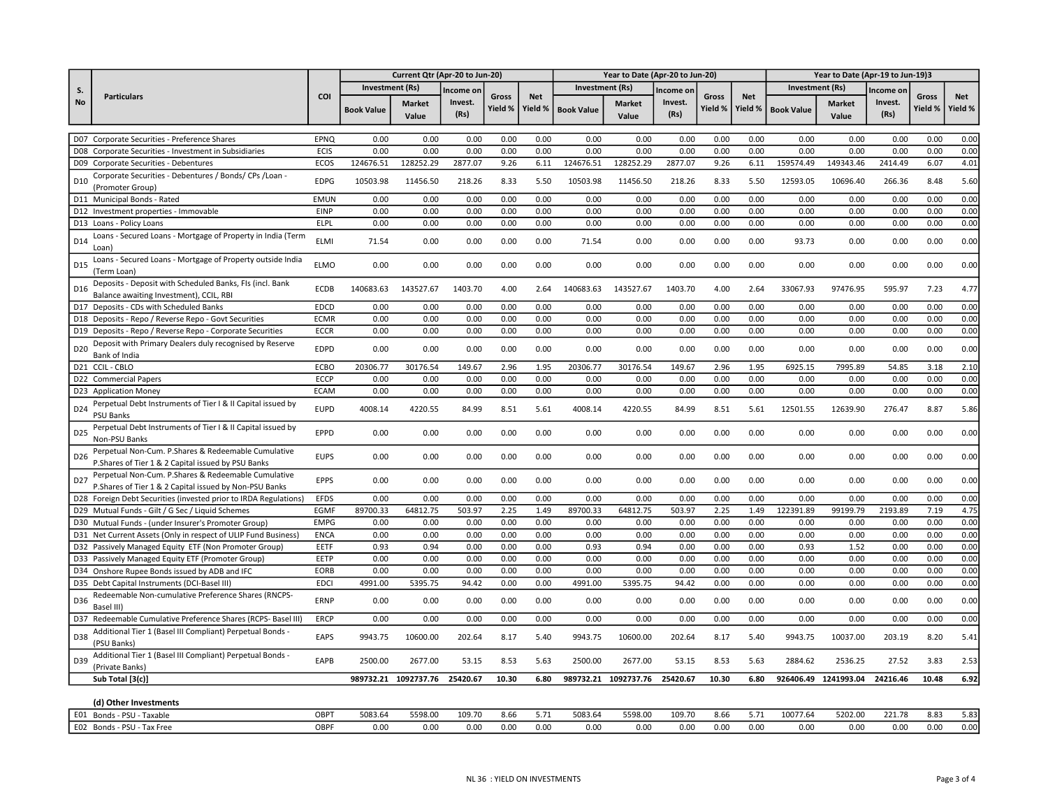| S. No | Particulars | COI | Current Qtr (Apr-20 to Jun-20) | | | | | Year to Date (Apr-20 to Jun-20) | | | | | Year to Date (Apr-19 to Jun-19)3 | | | | |
|---|---|---|---|---|---|---|---|---|---|---|---|---|---|---|---|---|---|
| | | | Investment (Rs) | | Income on Invest. (Rs) | Gross Yield % | Net Yield % | Investment (Rs) | | Income on Invest. (Rs) | Gross Yield % | Net Yield % | Investment (Rs) | | Income on Invest. (Rs) | Gross Yield % | Net Yield % |
| | | | Book Value | Market Value | | | | Book Value | Market Value | | | | Book Value | Market Value | | | |
| D07 | Corporate Securities - Preference Shares | EPNQ | 0.00 | 0.00 | 0.00 | 0.00 | 0.00 | 0.00 | 0.00 | 0.00 | 0.00 | 0.00 | 0.00 | 0.00 | 0.00 | 0.00 | 0.00 |
| D08 | Corporate Securities - Investment in Subsidiaries | ECIS | 0.00 | 0.00 | 0.00 | 0.00 | 0.00 | 0.00 | 0.00 | 0.00 | 0.00 | 0.00 | 0.00 | 0.00 | 0.00 | 0.00 | 0.00 |
| D09 | Corporate Securities - Debentures | ECOS | 124676.51 | 128252.29 | 2877.07 | 9.26 | 6.11 | 124676.51 | 128252.29 | 2877.07 | 9.26 | 6.11 | 159574.49 | 149343.46 | 2414.49 | 6.07 | 4.01 |
| D10 | Corporate Securities - Debentures / Bonds/ CPs /Loan - (Promoter Group) | EDPG | 10503.98 | 11456.50 | 218.26 | 8.33 | 5.50 | 10503.98 | 11456.50 | 218.26 | 8.33 | 5.50 | 12593.05 | 10696.40 | 266.36 | 8.48 | 5.60 |
| D11 | Municipal Bonds - Rated | EMUN | 0.00 | 0.00 | 0.00 | 0.00 | 0.00 | 0.00 | 0.00 | 0.00 | 0.00 | 0.00 | 0.00 | 0.00 | 0.00 | 0.00 | 0.00 |
| D12 | Investment properties - Immovable | EINP | 0.00 | 0.00 | 0.00 | 0.00 | 0.00 | 0.00 | 0.00 | 0.00 | 0.00 | 0.00 | 0.00 | 0.00 | 0.00 | 0.00 | 0.00 |
| D13 | Loans - Policy Loans | ELPL | 0.00 | 0.00 | 0.00 | 0.00 | 0.00 | 0.00 | 0.00 | 0.00 | 0.00 | 0.00 | 0.00 | 0.00 | 0.00 | 0.00 | 0.00 |
| D14 | Loans - Secured Loans - Mortgage of Property in India (Term Loan) | ELMI | 71.54 | 0.00 | 0.00 | 0.00 | 0.00 | 71.54 | 0.00 | 0.00 | 0.00 | 0.00 | 93.73 | 0.00 | 0.00 | 0.00 | 0.00 |
| D15 | Loans - Secured Loans - Mortgage of Property outside India (Term Loan) | ELMO | 0.00 | 0.00 | 0.00 | 0.00 | 0.00 | 0.00 | 0.00 | 0.00 | 0.00 | 0.00 | 0.00 | 0.00 | 0.00 | 0.00 | 0.00 |
| D16 | Deposits - Deposit with Scheduled Banks, FIs (incl. Bank Balance awaiting Investment), CCIL, RBI | ECDB | 140683.63 | 143527.67 | 1403.70 | 4.00 | 2.64 | 140683.63 | 143527.67 | 1403.70 | 4.00 | 2.64 | 33067.93 | 97476.95 | 595.97 | 7.23 | 4.77 |
| D17 | Deposits - CDs with Scheduled Banks | EDCD | 0.00 | 0.00 | 0.00 | 0.00 | 0.00 | 0.00 | 0.00 | 0.00 | 0.00 | 0.00 | 0.00 | 0.00 | 0.00 | 0.00 | 0.00 |
| D18 | Deposits - Repo / Reverse Repo - Govt Securities | ECMR | 0.00 | 0.00 | 0.00 | 0.00 | 0.00 | 0.00 | 0.00 | 0.00 | 0.00 | 0.00 | 0.00 | 0.00 | 0.00 | 0.00 | 0.00 |
| D19 | Deposits - Repo / Reverse Repo - Corporate Securities | ECCR | 0.00 | 0.00 | 0.00 | 0.00 | 0.00 | 0.00 | 0.00 | 0.00 | 0.00 | 0.00 | 0.00 | 0.00 | 0.00 | 0.00 | 0.00 |
| D20 | Deposit with Primary Dealers duly recognised by Reserve Bank of India | EDPD | 0.00 | 0.00 | 0.00 | 0.00 | 0.00 | 0.00 | 0.00 | 0.00 | 0.00 | 0.00 | 0.00 | 0.00 | 0.00 | 0.00 | 0.00 |
| D21 | CCIL - CBLO | ECBO | 20306.77 | 30176.54 | 149.67 | 2.96 | 1.95 | 20306.77 | 30176.54 | 149.67 | 2.96 | 1.95 | 6925.15 | 7995.89 | 54.85 | 3.18 | 2.10 |
| D22 | Commercial Papers | ECCP | 0.00 | 0.00 | 0.00 | 0.00 | 0.00 | 0.00 | 0.00 | 0.00 | 0.00 | 0.00 | 0.00 | 0.00 | 0.00 | 0.00 | 0.00 |
| D23 | Application Money | ECAM | 0.00 | 0.00 | 0.00 | 0.00 | 0.00 | 0.00 | 0.00 | 0.00 | 0.00 | 0.00 | 0.00 | 0.00 | 0.00 | 0.00 | 0.00 |
| D24 | Perpetual Debt Instruments of Tier I & II Capital issued by PSU Banks | EUPD | 4008.14 | 4220.55 | 84.99 | 8.51 | 5.61 | 4008.14 | 4220.55 | 84.99 | 8.51 | 5.61 | 12501.55 | 12639.90 | 276.47 | 8.87 | 5.86 |
| D25 | Perpetual Debt Instruments of Tier I & II Capital issued by Non-PSU Banks | EPPD | 0.00 | 0.00 | 0.00 | 0.00 | 0.00 | 0.00 | 0.00 | 0.00 | 0.00 | 0.00 | 0.00 | 0.00 | 0.00 | 0.00 | 0.00 |
| D26 | Perpetual Non-Cum. P.Shares & Redeemable Cumulative P.Shares of Tier 1 & 2 Capital issued by PSU Banks | EUPS | 0.00 | 0.00 | 0.00 | 0.00 | 0.00 | 0.00 | 0.00 | 0.00 | 0.00 | 0.00 | 0.00 | 0.00 | 0.00 | 0.00 | 0.00 |
| D27 | Perpetual Non-Cum. P.Shares & Redeemable Cumulative P.Shares of Tier 1 & 2 Capital issued by Non-PSU Banks | EPPS | 0.00 | 0.00 | 0.00 | 0.00 | 0.00 | 0.00 | 0.00 | 0.00 | 0.00 | 0.00 | 0.00 | 0.00 | 0.00 | 0.00 | 0.00 |
| D28 | Foreign Debt Securities (invested prior to IRDA Regulations) | EFDS | 0.00 | 0.00 | 0.00 | 0.00 | 0.00 | 0.00 | 0.00 | 0.00 | 0.00 | 0.00 | 0.00 | 0.00 | 0.00 | 0.00 | 0.00 |
| D29 | Mutual Funds - Gilt / G Sec / Liquid Schemes | EGMF | 89700.33 | 64812.75 | 503.97 | 2.25 | 1.49 | 89700.33 | 64812.75 | 503.97 | 2.25 | 1.49 | 122391.89 | 99199.79 | 2193.89 | 7.19 | 4.75 |
| D30 | Mutual Funds - (under Insurer's Promoter Group) | EMPG | 0.00 | 0.00 | 0.00 | 0.00 | 0.00 | 0.00 | 0.00 | 0.00 | 0.00 | 0.00 | 0.00 | 0.00 | 0.00 | 0.00 | 0.00 |
| D31 | Net Current Assets (Only in respect of ULIP Fund Business) | ENCA | 0.00 | 0.00 | 0.00 | 0.00 | 0.00 | 0.00 | 0.00 | 0.00 | 0.00 | 0.00 | 0.00 | 0.00 | 0.00 | 0.00 | 0.00 |
| D32 | Passively Managed Equity ETF (Non Promoter Group) | EETF | 0.93 | 0.94 | 0.00 | 0.00 | 0.00 | 0.93 | 0.94 | 0.00 | 0.00 | 0.00 | 0.93 | 1.52 | 0.00 | 0.00 | 0.00 |
| D33 | Passively Managed Equity ETF (Promoter Group) | EETP | 0.00 | 0.00 | 0.00 | 0.00 | 0.00 | 0.00 | 0.00 | 0.00 | 0.00 | 0.00 | 0.00 | 0.00 | 0.00 | 0.00 | 0.00 |
| D34 | Onshore Rupee Bonds issued by ADB and IFC | EORB | 0.00 | 0.00 | 0.00 | 0.00 | 0.00 | 0.00 | 0.00 | 0.00 | 0.00 | 0.00 | 0.00 | 0.00 | 0.00 | 0.00 | 0.00 |
| D35 | Debt Capital Instruments (DCI-Basel III) | EDCI | 4991.00 | 5395.75 | 94.42 | 0.00 | 0.00 | 4991.00 | 5395.75 | 94.42 | 0.00 | 0.00 | 0.00 | 0.00 | 0.00 | 0.00 | 0.00 |
| D36 | Redeemable Non-cumulative Preference Shares (RNCPS-Basel III) | ERNP | 0.00 | 0.00 | 0.00 | 0.00 | 0.00 | 0.00 | 0.00 | 0.00 | 0.00 | 0.00 | 0.00 | 0.00 | 0.00 | 0.00 | 0.00 |
| D37 | Redeemable Cumulative Preference Shares (RCPS- Basel III) | ERCP | 0.00 | 0.00 | 0.00 | 0.00 | 0.00 | 0.00 | 0.00 | 0.00 | 0.00 | 0.00 | 0.00 | 0.00 | 0.00 | 0.00 | 0.00 |
| D38 | Additional Tier 1 (Basel III Compliant) Perpetual Bonds - (PSU Banks) | EAPS | 9943.75 | 10600.00 | 202.64 | 8.17 | 5.40 | 9943.75 | 10600.00 | 202.64 | 8.17 | 5.40 | 9943.75 | 10037.00 | 203.19 | 8.20 | 5.41 |
| D39 | Additional Tier 1 (Basel III Compliant) Perpetual Bonds - (Private Banks) | EAPB | 2500.00 | 2677.00 | 53.15 | 8.53 | 5.63 | 2500.00 | 2677.00 | 53.15 | 8.53 | 5.63 | 2884.62 | 2536.25 | 27.52 | 3.83 | 2.53 |
| | **Sub Total [3(c)]** | | **989732.21** | **1092737.76** | **25420.67** | **10.30** | **6.80** | **989732.21** | **1092737.76** | **25420.67** | **10.30** | **6.80** | **926406.49** | **1241993.04** | **24216.46** | **10.48** | **6.92** |
| | **(d) Other Investments** | | | | | | | | | | | | | | | | |
| E01 | Bonds - PSU - Taxable | OBPT | 5083.64 | 5598.00 | 109.70 | 8.66 | 5.71 | 5083.64 | 5598.00 | 109.70 | 8.66 | 5.71 | 10077.64 | 5202.00 | 221.78 | 8.83 | 5.83 |
| E02 | Bonds - PSU - Tax Free | OBPF | 0.00 | 0.00 | 0.00 | 0.00 | 0.00 | 0.00 | 0.00 | 0.00 | 0.00 | 0.00 | 0.00 | 0.00 | 0.00 | 0.00 | 0.00 |

NL 36 : YIELD ON INVESTMENTS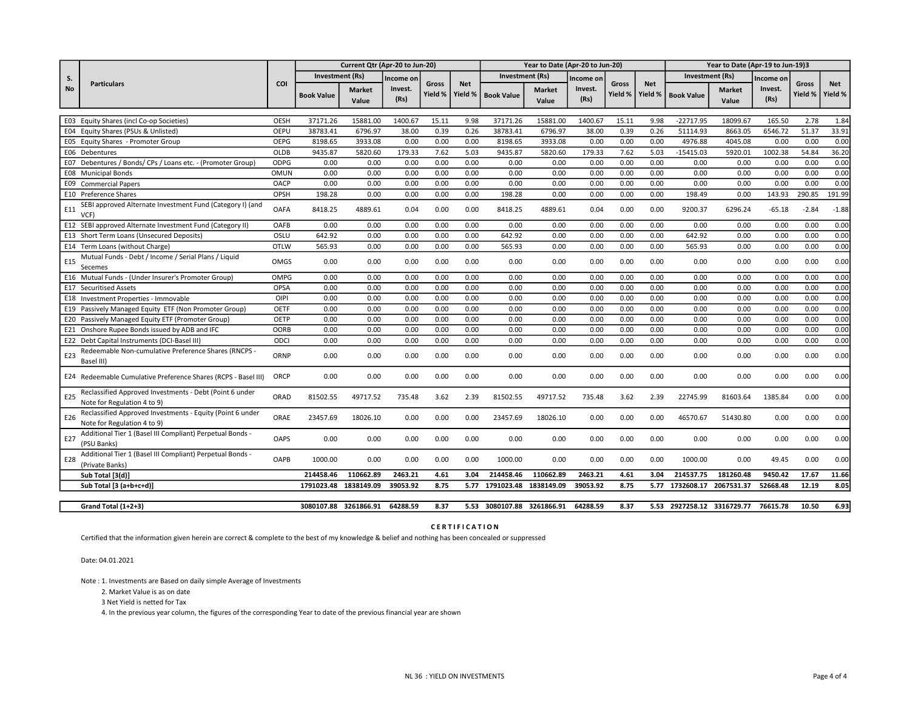| S. No | Particulars | COI | Current Qtr (Apr-20 to Jun-20) | | | | | Year to Date (Apr-20 to Jun-20) | | | | | Year to Date (Apr-19 to Jun-19)3 | | | | |
|---|---|---|---|---|---|---|---|---|---|---|---|---|---|---|---|---|---|
| | | | Investment (Rs) | | Income on Invest. (Rs) | Gross Yield % | Net Yield % | Investment (Rs) | | Income on Invest. (Rs) | Gross Yield % | Net Yield % | Investment (Rs) | | Income on Invest. (Rs) | Gross Yield % | Net Yield % |
| | | | Book Value | Market Value | | | | Book Value | Market Value | | | | Book Value | Market Value | | | |
| E03 | Equity Shares (incl Co-op Societies) | OESH | 37171.26 | 15881.00 | 1400.67 | 15.11 | 9.98 | 37171.26 | 15881.00 | 1400.67 | 15.11 | 9.98 | -22717.95 | 18099.67 | 165.50 | 2.78 | 1.84 |
| E04 | Equity Shares (PSUs & Unlisted) | OEPU | 38783.41 | 6796.97 | 38.00 | 0.39 | 0.26 | 38783.41 | 6796.97 | 38.00 | 0.39 | 0.26 | 51114.93 | 8663.05 | 6546.72 | 51.37 | 33.91 |
| E05 | Equity Shares - Promoter Group | OEPG | 8198.65 | 3933.08 | 0.00 | 0.00 | 0.00 | 8198.65 | 3933.08 | 0.00 | 0.00 | 0.00 | 4976.88 | 4045.08 | 0.00 | 0.00 | 0.00 |
| E06 | Debentures | OLDB | 9435.87 | 5820.60 | 179.33 | 7.62 | 5.03 | 9435.87 | 5820.60 | 179.33 | 7.62 | 5.03 | -15415.03 | 5920.01 | 1002.38 | 54.84 | 36.20 |
| E07 | Debentures / Bonds/ CPs / Loans etc. - (Promoter Group) | ODPG | 0.00 | 0.00 | 0.00 | 0.00 | 0.00 | 0.00 | 0.00 | 0.00 | 0.00 | 0.00 | 0.00 | 0.00 | 0.00 | 0.00 | 0.00 |
| E08 | Municipal Bonds | OMUN | 0.00 | 0.00 | 0.00 | 0.00 | 0.00 | 0.00 | 0.00 | 0.00 | 0.00 | 0.00 | 0.00 | 0.00 | 0.00 | 0.00 | 0.00 |
| E09 | Commercial Papers | OACP | 0.00 | 0.00 | 0.00 | 0.00 | 0.00 | 0.00 | 0.00 | 0.00 | 0.00 | 0.00 | 0.00 | 0.00 | 0.00 | 0.00 | 0.00 |
| E10 | Preference Shares | OPSH | 198.28 | 0.00 | 0.00 | 0.00 | 0.00 | 198.28 | 0.00 | 0.00 | 0.00 | 0.00 | 198.49 | 0.00 | 143.93 | 290.85 | 191.99 |
| E11 | SEBI approved Alternate Investment Fund (Category I) (and VCF) | OAFA | 8418.25 | 4889.61 | 0.04 | 0.00 | 0.00 | 8418.25 | 4889.61 | 0.04 | 0.00 | 0.00 | 9200.37 | 6296.24 | -65.18 | -2.84 | -1.88 |
| E12 | SEBI approved Alternate Investment Fund (Category II) | OAFB | 0.00 | 0.00 | 0.00 | 0.00 | 0.00 | 0.00 | 0.00 | 0.00 | 0.00 | 0.00 | 0.00 | 0.00 | 0.00 | 0.00 | 0.00 |
| E13 | Short Term Loans (Unsecured Deposits) | OSLU | 642.92 | 0.00 | 0.00 | 0.00 | 0.00 | 642.92 | 0.00 | 0.00 | 0.00 | 0.00 | 642.92 | 0.00 | 0.00 | 0.00 | 0.00 |
| E14 | Term Loans (without Charge) | OTLW | 565.93 | 0.00 | 0.00 | 0.00 | 0.00 | 565.93 | 0.00 | 0.00 | 0.00 | 0.00 | 565.93 | 0.00 | 0.00 | 0.00 | 0.00 |
| E15 | Mutual Funds - Debt / Income / Serial Plans / Liquid Secemes | OMGS | 0.00 | 0.00 | 0.00 | 0.00 | 0.00 | 0.00 | 0.00 | 0.00 | 0.00 | 0.00 | 0.00 | 0.00 | 0.00 | 0.00 | 0.00 |
| E16 | Mutual Funds - (Under Insurer's Promoter Group) | OMPG | 0.00 | 0.00 | 0.00 | 0.00 | 0.00 | 0.00 | 0.00 | 0.00 | 0.00 | 0.00 | 0.00 | 0.00 | 0.00 | 0.00 | 0.00 |
| E17 | Securitised Assets | OPSA | 0.00 | 0.00 | 0.00 | 0.00 | 0.00 | 0.00 | 0.00 | 0.00 | 0.00 | 0.00 | 0.00 | 0.00 | 0.00 | 0.00 | 0.00 |
| E18 | Investment Properties - Immovable | OIPI | 0.00 | 0.00 | 0.00 | 0.00 | 0.00 | 0.00 | 0.00 | 0.00 | 0.00 | 0.00 | 0.00 | 0.00 | 0.00 | 0.00 | 0.00 |
| E19 | Passively Managed Equity ETF (Non Promoter Group) | OETF | 0.00 | 0.00 | 0.00 | 0.00 | 0.00 | 0.00 | 0.00 | 0.00 | 0.00 | 0.00 | 0.00 | 0.00 | 0.00 | 0.00 | 0.00 |
| E20 | Passively Managed Equity ETF (Promoter Group) | OETP | 0.00 | 0.00 | 0.00 | 0.00 | 0.00 | 0.00 | 0.00 | 0.00 | 0.00 | 0.00 | 0.00 | 0.00 | 0.00 | 0.00 | 0.00 |
| E21 | Onshore Rupee Bonds issued by ADB and IFC | OORB | 0.00 | 0.00 | 0.00 | 0.00 | 0.00 | 0.00 | 0.00 | 0.00 | 0.00 | 0.00 | 0.00 | 0.00 | 0.00 | 0.00 | 0.00 |
| E22 | Debt Capital Instruments (DCI-Basel III) | ODCI | 0.00 | 0.00 | 0.00 | 0.00 | 0.00 | 0.00 | 0.00 | 0.00 | 0.00 | 0.00 | 0.00 | 0.00 | 0.00 | 0.00 | 0.00 |
| E23 | Redeemable Non-cumulative Preference Shares (RNCPS - Basel III) | ORNP | 0.00 | 0.00 | 0.00 | 0.00 | 0.00 | 0.00 | 0.00 | 0.00 | 0.00 | 0.00 | 0.00 | 0.00 | 0.00 | 0.00 | 0.00 |
| E24 | Redeemable Cumulative Preference Shares (RCPS - Basel III) | ORCP | 0.00 | 0.00 | 0.00 | 0.00 | 0.00 | 0.00 | 0.00 | 0.00 | 0.00 | 0.00 | 0.00 | 0.00 | 0.00 | 0.00 | 0.00 |
| E25 | Reclassified Approved Investments - Debt (Point 6 under Note for Regulation 4 to 9) | ORAD | 81502.55 | 49717.52 | 735.48 | 3.62 | 2.39 | 81502.55 | 49717.52 | 735.48 | 3.62 | 2.39 | 22745.99 | 81603.64 | 1385.84 | 0.00 | 0.00 |
| E26 | Reclassified Approved Investments - Equity (Point 6 under Note for Regulation 4 to 9) | ORAE | 23457.69 | 18026.10 | 0.00 | 0.00 | 0.00 | 23457.69 | 18026.10 | 0.00 | 0.00 | 0.00 | 46570.67 | 51430.80 | 0.00 | 0.00 | 0.00 |
| E27 | Additional Tier 1 (Basel III Compliant) Perpetual Bonds - (PSU Banks) | OAPS | 0.00 | 0.00 | 0.00 | 0.00 | 0.00 | 0.00 | 0.00 | 0.00 | 0.00 | 0.00 | 0.00 | 0.00 | 0.00 | 0.00 | 0.00 |
| E28 | Additional Tier 1 (Basel III Compliant) Perpetual Bonds - (Private Banks) | OAPB | 1000.00 | 0.00 | 0.00 | 0.00 | 0.00 | 1000.00 | 0.00 | 0.00 | 0.00 | 0.00 | 1000.00 | 0.00 | 49.45 | 0.00 | 0.00 |
| | **Sub Total [3(d)]** | | **214458.46** | **110662.89** | **2463.21** | **4.61** | **3.04** | **214458.46** | **110662.89** | **2463.21** | **4.61** | **3.04** | **214537.75** | **181260.48** | **9450.42** | **17.67** | **11.66** |
| | **Sub Total [3 (a+b+c+d)]** | | **1791023.48** | **1838149.09** | **39053.92** | **8.75** | **5.77** | **1791023.48** | **1838149.09** | **39053.92** | **8.75** | **5.77** | **1732608.17** | **2067531.37** | **52668.48** | **12.19** | **8.05** |
| | **Grand Total (1+2+3)** | | **3080107.88** | **3261866.91** | **64288.59** | **8.37** | **5.53** | **3080107.88** | **3261866.91** | **64288.59** | **8.37** | **5.53** | **2927258.12** | **3316729.77** | **76615.78** | **10.50** | **6.93** |

**CERTIFICATION**

Certified that the information given herein are correct & complete to the best of my knowledge & belief and nothing has been concealed or suppressed

Date: 04.01.2021

Note : 1. Investments are Based on daily simple Average of Investments

2. Market Value is as on date

3 Net Yield is netted for Tax

4. In the previous year column, the figures of the corresponding Year to date of the previous financial year are shown

NL 36 : YIELD ON INVESTMENTS